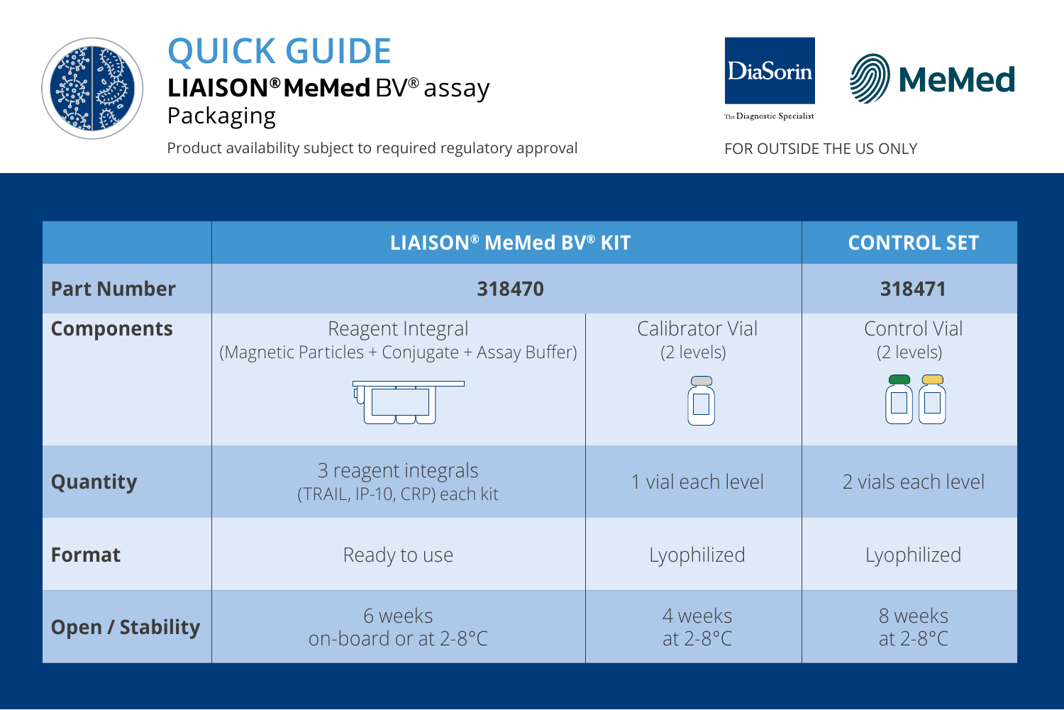# QUICK GUIDE

## LIAISON® MeMed BV® assay

Packaging

Product availability subject to required regulatory approval

FOR OUTSIDE THE US ONLY

| | LIAISON® MeMed BV® KIT | | CONTROL SET |
|---|---|---|---|
| **Part Number** | 318470 | | 318471 |
| **Components** | Reagent Integral (Magnetic Particles + Conjugate + Assay Buffer) | Calibrator Vial (2 levels) | Control Vial (2 levels) |
| **Quantity** | 3 reagent integrals (TRAIL, IP-10, CRP) each kit | 1 vial each level | 2 vials each level |
| **Format** | Ready to use | Lyophilized | Lyophilized |
| **Open / Stability** | 6 weeks on-board or at 2-8°C | 4 weeks at 2-8°C | 8 weeks at 2-8°C |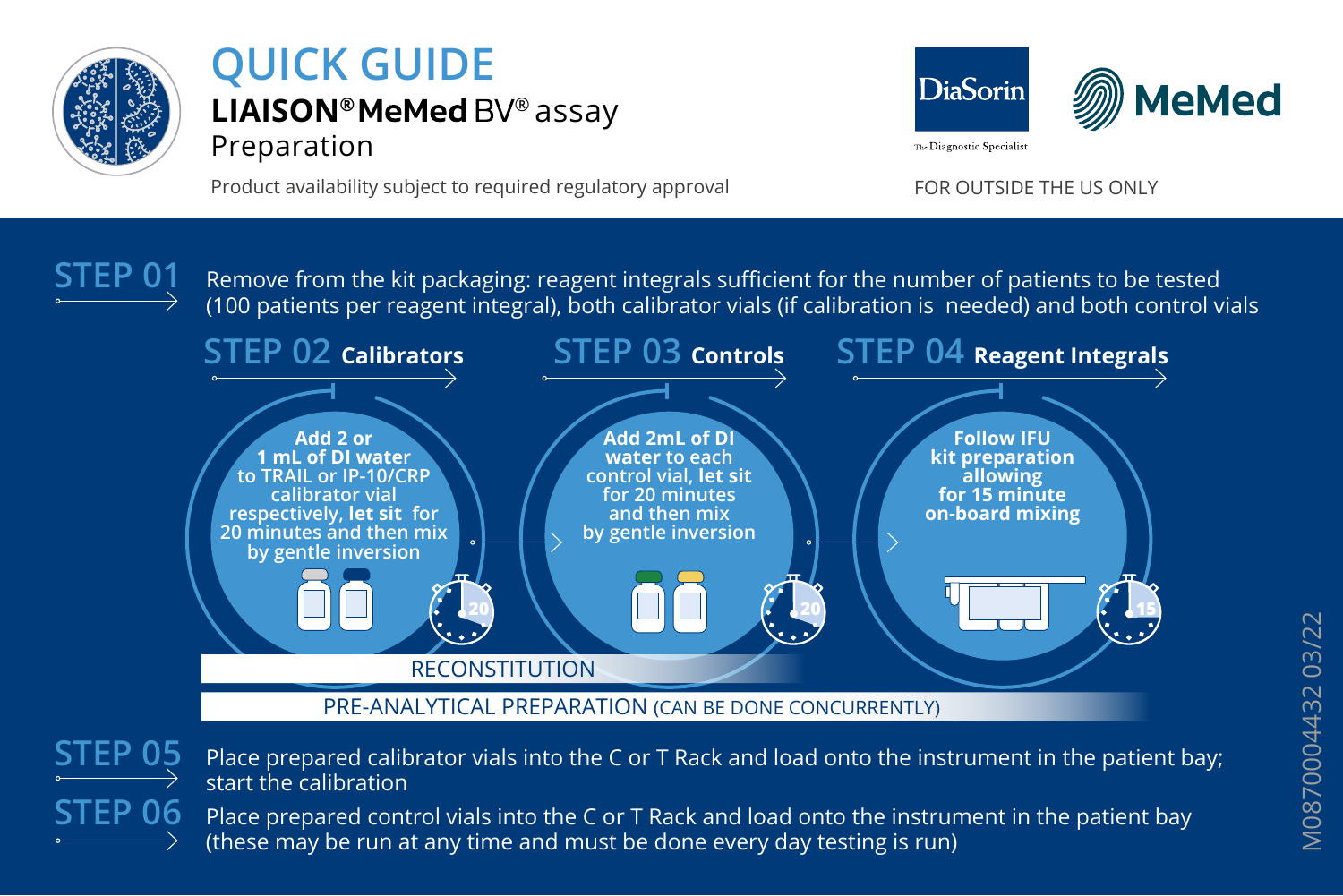# QUICK GUIDE

## LIAISON® MeMed BV® assay

### Preparation

Product availability subject to required regulatory approval

DiaSorin
The Diagnostic Specialist

MeMed

FOR OUTSIDE THE US ONLY

**STEP 01** Remove from the kit packaging: reagent integrals sufficient for the number of patients to be tested (100 patients per reagent integral), both calibrator vials (if calibration is needed) and both control vials

**STEP 02 Calibrators**

**Add 2 or 1 mL of DI water** to TRAIL or IP-10/CRP calibrator vial respectively, **let sit** for 20 minutes and then mix by gentle inversion

20

**STEP 03 Controls**

**Add 2mL of DI water** to each control vial, **let sit** for 20 minutes and then mix by gentle inversion

20

**STEP 04 Reagent Integrals**

**Follow IFU kit preparation allowing for 15 minute on-board mixing**

15

RECONSTITUTION

PRE-ANALYTICAL PREPARATION (CAN BE DONE CONCURRENTLY)

**STEP 05** Place prepared calibrator vials into the C or T Rack and load onto the instrument in the patient bay; start the calibration

**STEP 06** Place prepared control vials into the C or T Rack and load onto the instrument in the patient bay (these may be run at any time and must be done every day testing is run)

M0870004432 03/22